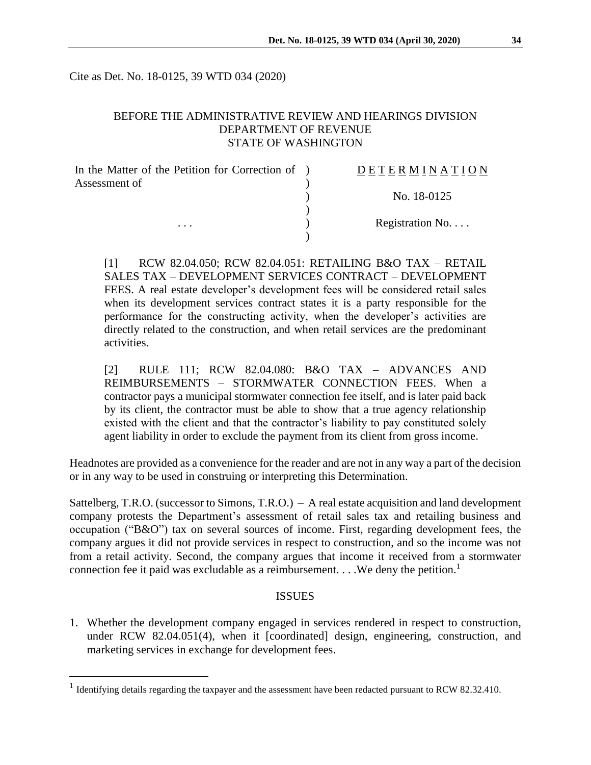Cite as Det. No. 18-0125, 39 WTD 034 (2020)

BEFORE THE ADMINISTRATIVE REVIEW AND HEARINGS DIVISION
DEPARTMENT OF REVENUE
STATE OF WASHINGTON

| In the Matter of the Petition for Correction of Assessment of | ) | D E T E R M I N A T I O N |
|---|---|---|
| | ) | No. 18-0125 |
| . . . | ) | Registration No. . . . |

[1] RCW 82.04.050; RCW 82.04.051: RETAILING B&O TAX – RETAIL SALES TAX – DEVELOPMENT SERVICES CONTRACT – DEVELOPMENT FEES. A real estate developer's development fees will be considered retail sales when its development services contract states it is a party responsible for the performance for the constructing activity, when the developer's activities are directly related to the construction, and when retail services are the predominant activities.

[2] RULE 111; RCW 82.04.080: B&O TAX – ADVANCES AND REIMBURSEMENTS – STORMWATER CONNECTION FEES. When a contractor pays a municipal stormwater connection fee itself, and is later paid back by its client, the contractor must be able to show that a true agency relationship existed with the client and that the contractor's liability to pay constituted solely agent liability in order to exclude the payment from its client from gross income.

Headnotes are provided as a convenience for the reader and are not in any way a part of the decision or in any way to be used in construing or interpreting this Determination.

Sattelberg, T.R.O. (successor to Simons, T.R.O.) – A real estate acquisition and land development company protests the Department's assessment of retail sales tax and retailing business and occupation ("B&O") tax on several sources of income. First, regarding development fees, the company argues it did not provide services in respect to construction, and so the income was not from a retail activity. Second, the company argues that income it received from a stormwater connection fee it paid was excludable as a reimbursement. . . .We deny the petition.[1]

ISSUES

1. Whether the development company engaged in services rendered in respect to construction, under RCW 82.04.051(4), when it [coordinated] design, engineering, construction, and marketing services in exchange for development fees.

[1] Identifying details regarding the taxpayer and the assessment have been redacted pursuant to RCW 82.32.410.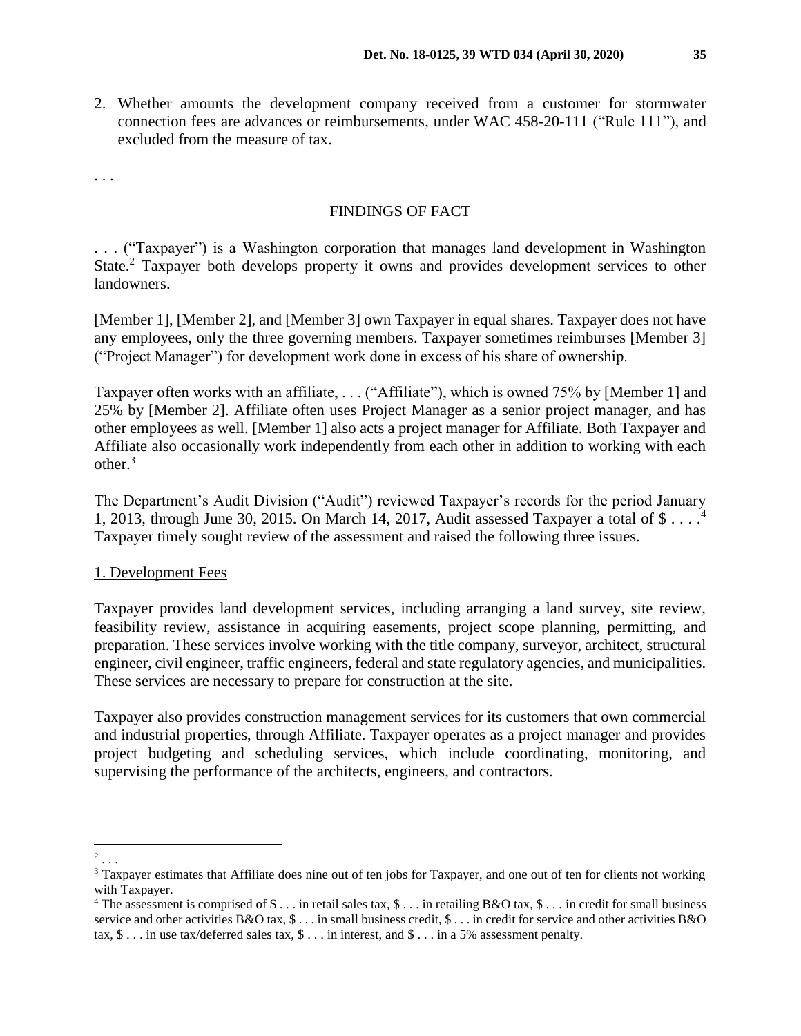2. Whether amounts the development company received from a customer for stormwater connection fees are advances or reimbursements, under WAC 458-20-111 ("Rule 111"), and excluded from the measure of tax.

. . .

## FINDINGS OF FACT

. . . ("Taxpayer") is a Washington corporation that manages land development in Washington State.[2] Taxpayer both develops property it owns and provides development services to other landowners.

[Member 1], [Member 2], and [Member 3] own Taxpayer in equal shares. Taxpayer does not have any employees, only the three governing members. Taxpayer sometimes reimburses [Member 3] ("Project Manager") for development work done in excess of his share of ownership.

Taxpayer often works with an affiliate, . . . ("Affiliate"), which is owned 75% by [Member 1] and 25% by [Member 2]. Affiliate often uses Project Manager as a senior project manager, and has other employees as well. [Member 1] also acts a project manager for Affiliate. Both Taxpayer and Affiliate also occasionally work independently from each other in addition to working with each other.[3]

The Department's Audit Division ("Audit") reviewed Taxpayer's records for the period January 1, 2013, through June 30, 2015. On March 14, 2017, Audit assessed Taxpayer a total of $ . . . .[4] Taxpayer timely sought review of the assessment and raised the following three issues.

1. Development Fees

Taxpayer provides land development services, including arranging a land survey, site review, feasibility review, assistance in acquiring easements, project scope planning, permitting, and preparation. These services involve working with the title company, surveyor, architect, structural engineer, civil engineer, traffic engineers, federal and state regulatory agencies, and municipalities. These services are necessary to prepare for construction at the site.

Taxpayer also provides construction management services for its customers that own commercial and industrial properties, through Affiliate. Taxpayer operates as a project manager and provides project budgeting and scheduling services, which include coordinating, monitoring, and supervising the performance of the architects, engineers, and contractors.

---

[2] . . .

[3] Taxpayer estimates that Affiliate does nine out of ten jobs for Taxpayer, and one out of ten for clients not working with Taxpayer.

[4] The assessment is comprised of $ . . . in retail sales tax, $ . . . in retailing B&O tax, $ . . . in credit for small business service and other activities B&O tax, $ . . . in small business credit, $ . . . in credit for service and other activities B&O tax, $ . . . in use tax/deferred sales tax, $ . . . in interest, and $ . . . in a 5% assessment penalty.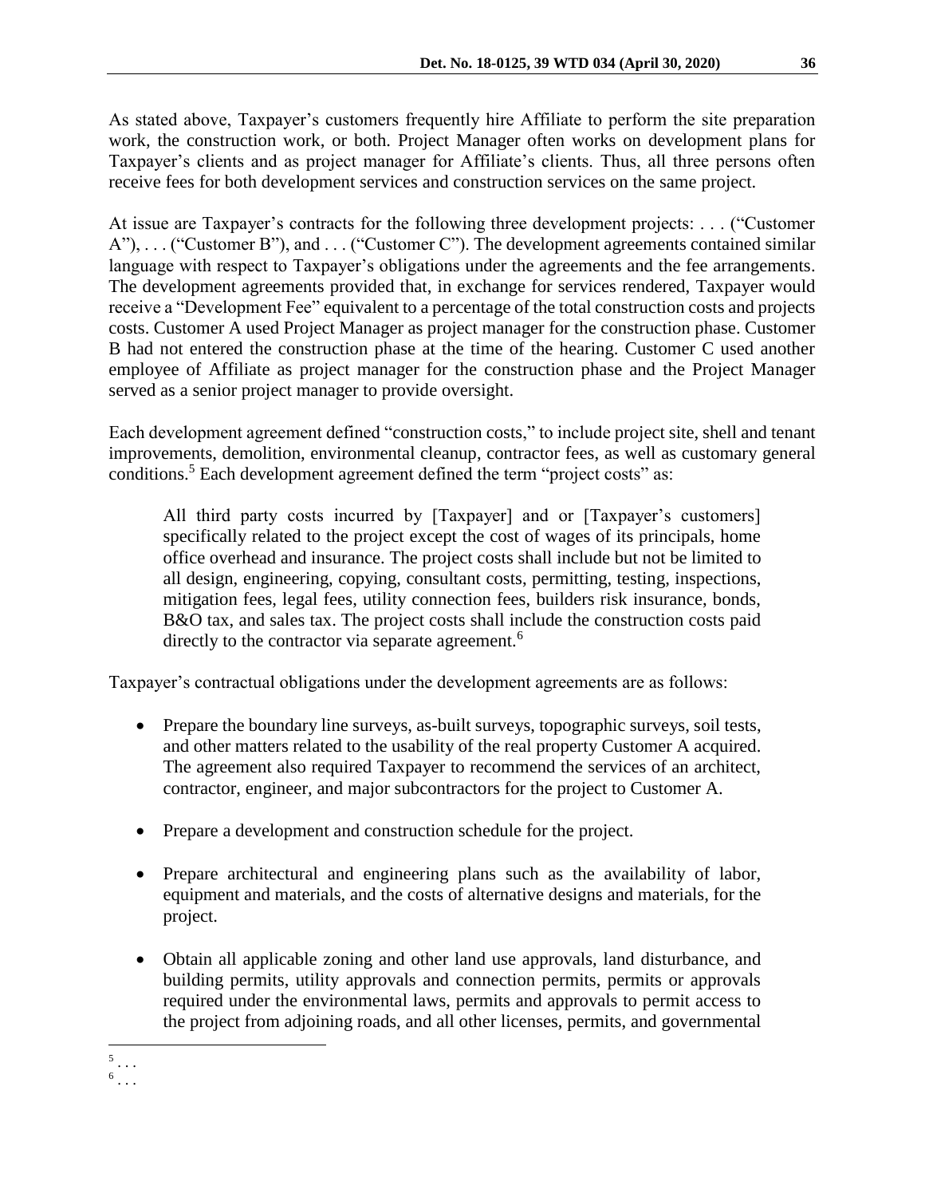As stated above, Taxpayer's customers frequently hire Affiliate to perform the site preparation work, the construction work, or both. Project Manager often works on development plans for Taxpayer's clients and as project manager for Affiliate's clients. Thus, all three persons often receive fees for both development services and construction services on the same project.

At issue are Taxpayer's contracts for the following three development projects: . . . ("Customer A"), . . . ("Customer B"), and . . . ("Customer C"). The development agreements contained similar language with respect to Taxpayer's obligations under the agreements and the fee arrangements. The development agreements provided that, in exchange for services rendered, Taxpayer would receive a "Development Fee" equivalent to a percentage of the total construction costs and projects costs. Customer A used Project Manager as project manager for the construction phase. Customer B had not entered the construction phase at the time of the hearing. Customer C used another employee of Affiliate as project manager for the construction phase and the Project Manager served as a senior project manager to provide oversight.

Each development agreement defined "construction costs," to include project site, shell and tenant improvements, demolition, environmental cleanup, contractor fees, as well as customary general conditions.[5] Each development agreement defined the term "project costs" as:

> All third party costs incurred by [Taxpayer] and or [Taxpayer's customers] specifically related to the project except the cost of wages of its principals, home office overhead and insurance. The project costs shall include but not be limited to all design, engineering, copying, consultant costs, permitting, testing, inspections, mitigation fees, legal fees, utility connection fees, builders risk insurance, bonds, B&O tax, and sales tax. The project costs shall include the construction costs paid directly to the contractor via separate agreement.[6]

Taxpayer's contractual obligations under the development agreements are as follows:

- Prepare the boundary line surveys, as-built surveys, topographic surveys, soil tests, and other matters related to the usability of the real property Customer A acquired. The agreement also required Taxpayer to recommend the services of an architect, contractor, engineer, and major subcontractors for the project to Customer A.
- Prepare a development and construction schedule for the project.
- Prepare architectural and engineering plans such as the availability of labor, equipment and materials, and the costs of alternative designs and materials, for the project.
- Obtain all applicable zoning and other land use approvals, land disturbance, and building permits, utility approvals and connection permits, permits or approvals required under the environmental laws, permits and approvals to permit access to the project from adjoining roads, and all other licenses, permits, and governmental

---

[5] . . .

[6] . . .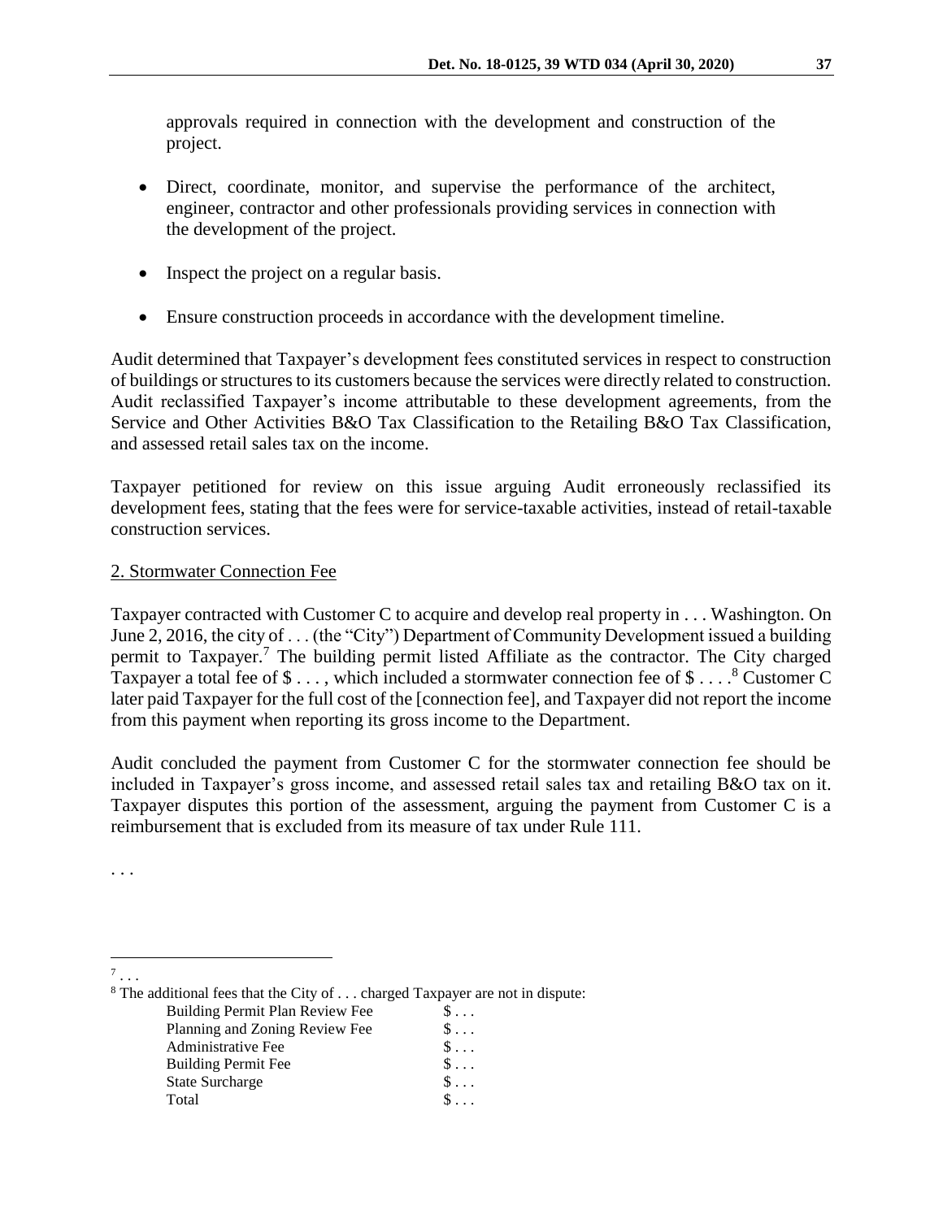approvals required in connection with the development and construction of the project.

- Direct, coordinate, monitor, and supervise the performance of the architect, engineer, contractor and other professionals providing services in connection with the development of the project.

- Inspect the project on a regular basis.

- Ensure construction proceeds in accordance with the development timeline.

Audit determined that Taxpayer's development fees constituted services in respect to construction of buildings or structures to its customers because the services were directly related to construction. Audit reclassified Taxpayer's income attributable to these development agreements, from the Service and Other Activities B&O Tax Classification to the Retailing B&O Tax Classification, and assessed retail sales tax on the income.

Taxpayer petitioned for review on this issue arguing Audit erroneously reclassified its development fees, stating that the fees were for service-taxable activities, instead of retail-taxable construction services.

2. Stormwater Connection Fee

Taxpayer contracted with Customer C to acquire and develop real property in . . . Washington. On June 2, 2016, the city of . . . (the "City") Department of Community Development issued a building permit to Taxpayer.[7] The building permit listed Affiliate as the contractor. The City charged Taxpayer a total fee of $ . . . , which included a stormwater connection fee of $ . . . .[8] Customer C later paid Taxpayer for the full cost of the [connection fee], and Taxpayer did not report the income from this payment when reporting its gross income to the Department.

Audit concluded the payment from Customer C for the stormwater connection fee should be included in Taxpayer's gross income, and assessed retail sales tax and retailing B&O tax on it. Taxpayer disputes this portion of the assessment, arguing the payment from Customer C is a reimbursement that is excluded from its measure of tax under Rule 111.

. . .

---

[7] . . .

[8] The additional fees that the City of . . . charged Taxpayer are not in dispute:

| | |
|---|---|
| Building Permit Plan Review Fee | $ . . . |
| Planning and Zoning Review Fee | $ . . . |
| Administrative Fee | $ . . . |
| Building Permit Fee | $ . . . |
| State Surcharge | $ . . . |
| Total | $ . . . |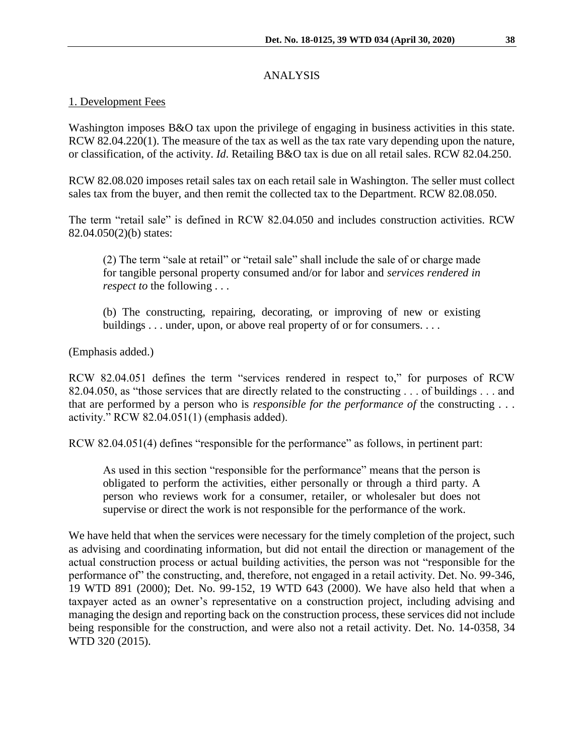## ANALYSIS

### 1. Development Fees

Washington imposes B&O tax upon the privilege of engaging in business activities in this state. RCW 82.04.220(1). The measure of the tax as well as the tax rate vary depending upon the nature, or classification, of the activity. *Id*. Retailing B&O tax is due on all retail sales. RCW 82.04.250.

RCW 82.08.020 imposes retail sales tax on each retail sale in Washington. The seller must collect sales tax from the buyer, and then remit the collected tax to the Department. RCW 82.08.050.

The term "retail sale" is defined in RCW 82.04.050 and includes construction activities. RCW 82.04.050(2)(b) states:

> (2) The term "sale at retail" or "retail sale" shall include the sale of or charge made for tangible personal property consumed and/or for labor and *services rendered in respect to* the following . . .
>
> (b) The constructing, repairing, decorating, or improving of new or existing buildings . . . under, upon, or above real property of or for consumers. . . .

(Emphasis added.)

RCW 82.04.051 defines the term "services rendered in respect to," for purposes of RCW 82.04.050, as "those services that are directly related to the constructing . . . of buildings . . . and that are performed by a person who is *responsible for the performance of* the constructing . . . activity." RCW 82.04.051(1) (emphasis added).

RCW 82.04.051(4) defines "responsible for the performance" as follows, in pertinent part:

> As used in this section "responsible for the performance" means that the person is obligated to perform the activities, either personally or through a third party. A person who reviews work for a consumer, retailer, or wholesaler but does not supervise or direct the work is not responsible for the performance of the work.

We have held that when the services were necessary for the timely completion of the project, such as advising and coordinating information, but did not entail the direction or management of the actual construction process or actual building activities, the person was not "responsible for the performance of" the constructing, and, therefore, not engaged in a retail activity. Det. No. 99-346, 19 WTD 891 (2000); Det. No. 99-152, 19 WTD 643 (2000). We have also held that when a taxpayer acted as an owner's representative on a construction project, including advising and managing the design and reporting back on the construction process, these services did not include being responsible for the construction, and were also not a retail activity. Det. No. 14-0358, 34 WTD 320 (2015).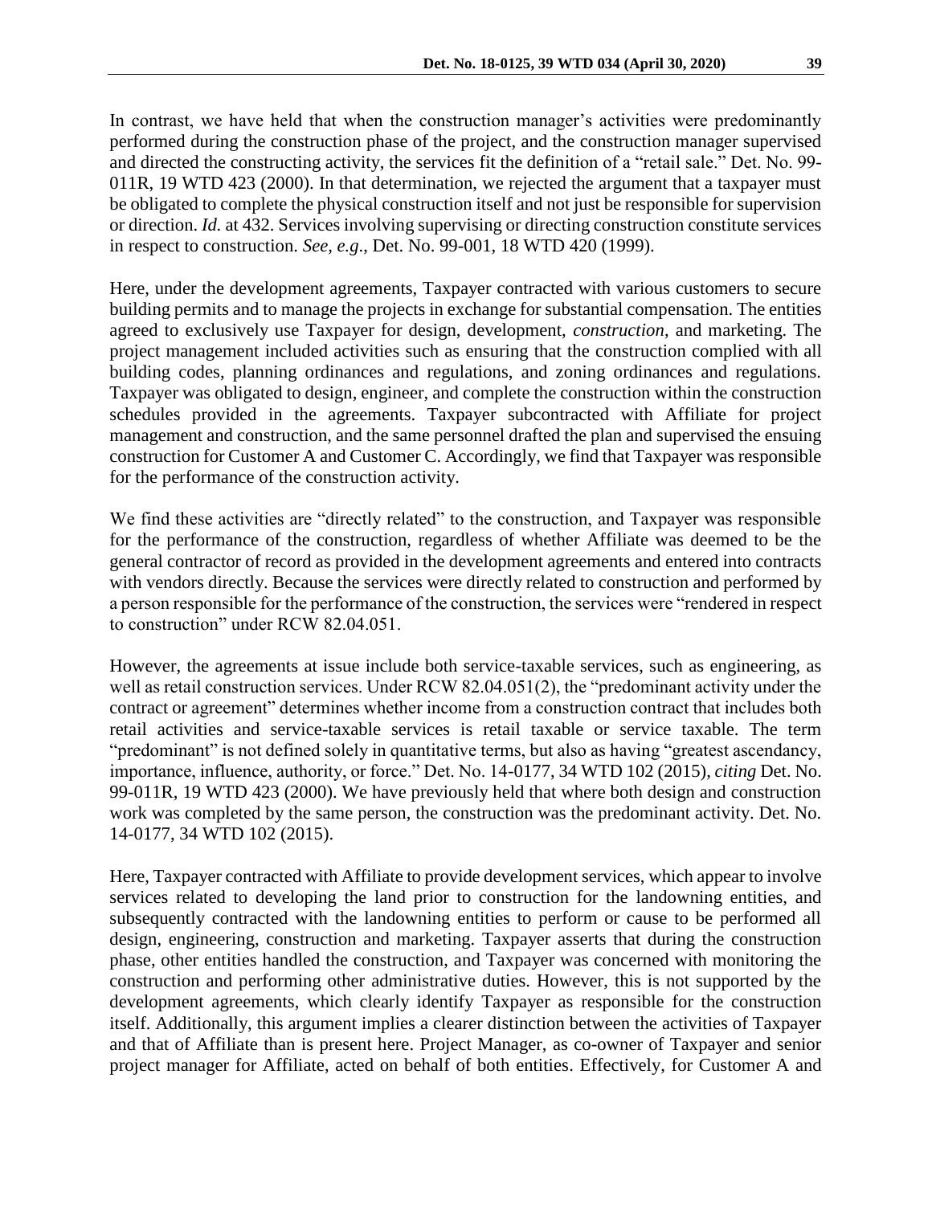In contrast, we have held that when the construction manager's activities were predominantly performed during the construction phase of the project, and the construction manager supervised and directed the constructing activity, the services fit the definition of a "retail sale." Det. No. 99-011R, 19 WTD 423 (2000). In that determination, we rejected the argument that a taxpayer must be obligated to complete the physical construction itself and not just be responsible for supervision or direction. *Id.* at 432. Services involving supervising or directing construction constitute services in respect to construction. *See, e.g*., Det. No. 99-001, 18 WTD 420 (1999).

Here, under the development agreements, Taxpayer contracted with various customers to secure building permits and to manage the projects in exchange for substantial compensation. The entities agreed to exclusively use Taxpayer for design, development, *construction*, and marketing. The project management included activities such as ensuring that the construction complied with all building codes, planning ordinances and regulations, and zoning ordinances and regulations. Taxpayer was obligated to design, engineer, and complete the construction within the construction schedules provided in the agreements. Taxpayer subcontracted with Affiliate for project management and construction, and the same personnel drafted the plan and supervised the ensuing construction for Customer A and Customer C. Accordingly, we find that Taxpayer was responsible for the performance of the construction activity.

We find these activities are "directly related" to the construction, and Taxpayer was responsible for the performance of the construction, regardless of whether Affiliate was deemed to be the general contractor of record as provided in the development agreements and entered into contracts with vendors directly. Because the services were directly related to construction and performed by a person responsible for the performance of the construction, the services were "rendered in respect to construction" under RCW 82.04.051.

However, the agreements at issue include both service-taxable services, such as engineering, as well as retail construction services. Under RCW 82.04.051(2), the "predominant activity under the contract or agreement" determines whether income from a construction contract that includes both retail activities and service-taxable services is retail taxable or service taxable. The term "predominant" is not defined solely in quantitative terms, but also as having "greatest ascendancy, importance, influence, authority, or force." Det. No. 14-0177, 34 WTD 102 (2015), *citing* Det. No. 99-011R, 19 WTD 423 (2000). We have previously held that where both design and construction work was completed by the same person, the construction was the predominant activity. Det. No. 14-0177, 34 WTD 102 (2015).

Here, Taxpayer contracted with Affiliate to provide development services, which appear to involve services related to developing the land prior to construction for the landowning entities, and subsequently contracted with the landowning entities to perform or cause to be performed all design, engineering, construction and marketing. Taxpayer asserts that during the construction phase, other entities handled the construction, and Taxpayer was concerned with monitoring the construction and performing other administrative duties. However, this is not supported by the development agreements, which clearly identify Taxpayer as responsible for the construction itself. Additionally, this argument implies a clearer distinction between the activities of Taxpayer and that of Affiliate than is present here. Project Manager, as co-owner of Taxpayer and senior project manager for Affiliate, acted on behalf of both entities. Effectively, for Customer A and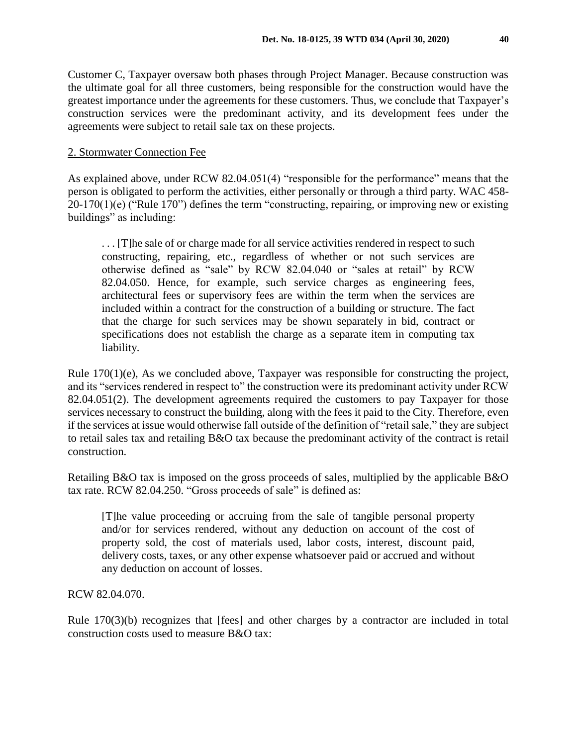Customer C, Taxpayer oversaw both phases through Project Manager. Because construction was the ultimate goal for all three customers, being responsible for the construction would have the greatest importance under the agreements for these customers. Thus, we conclude that Taxpayer's construction services were the predominant activity, and its development fees under the agreements were subject to retail sale tax on these projects.

2. Stormwater Connection Fee

As explained above, under RCW 82.04.051(4) "responsible for the performance" means that the person is obligated to perform the activities, either personally or through a third party. WAC 458-20-170(1)(e) ("Rule 170") defines the term "constructing, repairing, or improving new or existing buildings" as including:

> . . . [T]he sale of or charge made for all service activities rendered in respect to such constructing, repairing, etc., regardless of whether or not such services are otherwise defined as "sale" by RCW 82.04.040 or "sales at retail" by RCW 82.04.050. Hence, for example, such service charges as engineering fees, architectural fees or supervisory fees are within the term when the services are included within a contract for the construction of a building or structure. The fact that the charge for such services may be shown separately in bid, contract or specifications does not establish the charge as a separate item in computing tax liability.

Rule 170(1)(e), As we concluded above, Taxpayer was responsible for constructing the project, and its "services rendered in respect to" the construction were its predominant activity under RCW 82.04.051(2). The development agreements required the customers to pay Taxpayer for those services necessary to construct the building, along with the fees it paid to the City. Therefore, even if the services at issue would otherwise fall outside of the definition of "retail sale," they are subject to retail sales tax and retailing B&O tax because the predominant activity of the contract is retail construction.

Retailing B&O tax is imposed on the gross proceeds of sales, multiplied by the applicable B&O tax rate. RCW 82.04.250. "Gross proceeds of sale" is defined as:

> [T]he value proceeding or accruing from the sale of tangible personal property and/or for services rendered, without any deduction on account of the cost of property sold, the cost of materials used, labor costs, interest, discount paid, delivery costs, taxes, or any other expense whatsoever paid or accrued and without any deduction on account of losses.

RCW 82.04.070.

Rule 170(3)(b) recognizes that [fees] and other charges by a contractor are included in total construction costs used to measure B&O tax: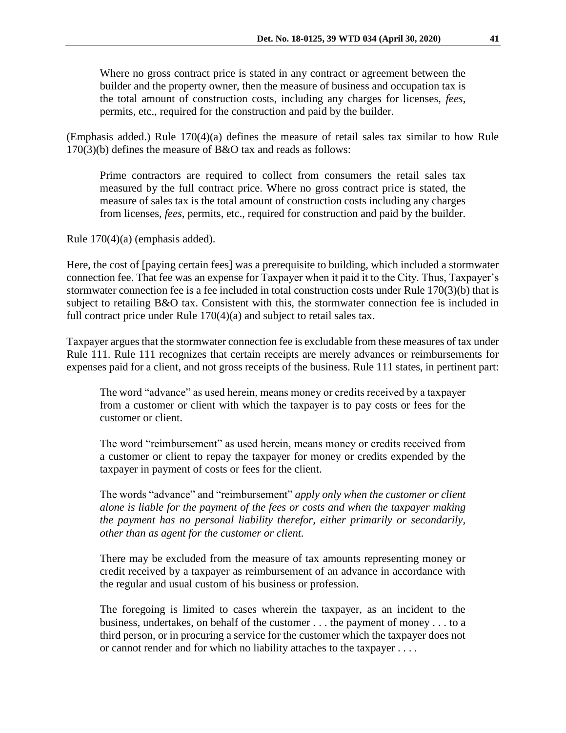> Where no gross contract price is stated in any contract or agreement between the builder and the property owner, then the measure of business and occupation tax is the total amount of construction costs, including any charges for licenses, *fees*, permits, etc., required for the construction and paid by the builder.

(Emphasis added.) Rule 170(4)(a) defines the measure of retail sales tax similar to how Rule 170(3)(b) defines the measure of B&O tax and reads as follows:

> Prime contractors are required to collect from consumers the retail sales tax measured by the full contract price. Where no gross contract price is stated, the measure of sales tax is the total amount of construction costs including any charges from licenses, *fees*, permits, etc., required for construction and paid by the builder.

Rule 170(4)(a) (emphasis added).

Here, the cost of [paying certain fees] was a prerequisite to building, which included a stormwater connection fee. That fee was an expense for Taxpayer when it paid it to the City. Thus, Taxpayer's stormwater connection fee is a fee included in total construction costs under Rule 170(3)(b) that is subject to retailing B&O tax. Consistent with this, the stormwater connection fee is included in full contract price under Rule 170(4)(a) and subject to retail sales tax.

Taxpayer argues that the stormwater connection fee is excludable from these measures of tax under Rule 111. Rule 111 recognizes that certain receipts are merely advances or reimbursements for expenses paid for a client, and not gross receipts of the business. Rule 111 states, in pertinent part:

> The word "advance" as used herein, means money or credits received by a taxpayer from a customer or client with which the taxpayer is to pay costs or fees for the customer or client.
>
> The word "reimbursement" as used herein, means money or credits received from a customer or client to repay the taxpayer for money or credits expended by the taxpayer in payment of costs or fees for the client.
>
> The words "advance" and "reimbursement" *apply only when the customer or client alone is liable for the payment of the fees or costs and when the taxpayer making the payment has no personal liability therefor, either primarily or secondarily, other than as agent for the customer or client.*
>
> There may be excluded from the measure of tax amounts representing money or credit received by a taxpayer as reimbursement of an advance in accordance with the regular and usual custom of his business or profession.
>
> The foregoing is limited to cases wherein the taxpayer, as an incident to the business, undertakes, on behalf of the customer . . . the payment of money . . . to a third person, or in procuring a service for the customer which the taxpayer does not or cannot render and for which no liability attaches to the taxpayer . . . .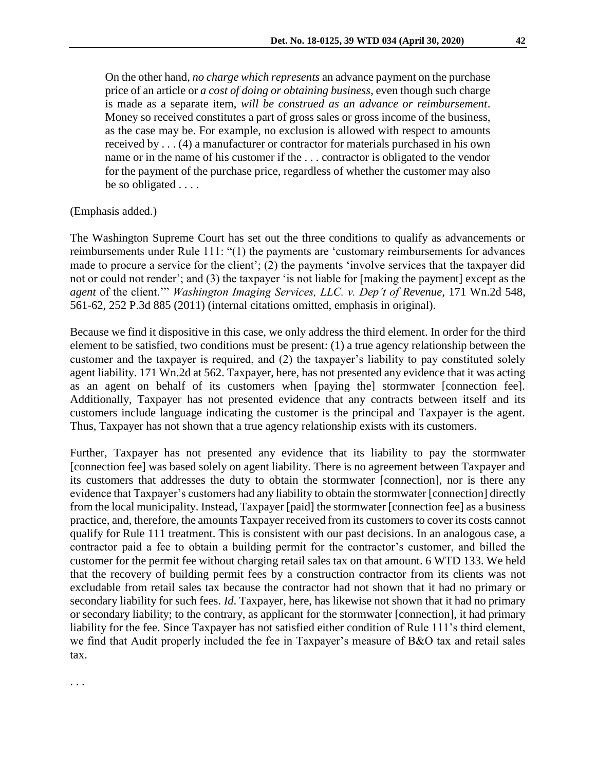> On the other hand, *no charge which represents* an advance payment on the purchase price of an article or *a cost of doing or obtaining business*, even though such charge is made as a separate item, *will be construed as an advance or reimbursement*. Money so received constitutes a part of gross sales or gross income of the business, as the case may be. For example, no exclusion is allowed with respect to amounts received by . . . (4) a manufacturer or contractor for materials purchased in his own name or in the name of his customer if the . . . contractor is obligated to the vendor for the payment of the purchase price, regardless of whether the customer may also be so obligated . . . .

(Emphasis added.)

The Washington Supreme Court has set out the three conditions to qualify as advancements or reimbursements under Rule 111: "(1) the payments are 'customary reimbursements for advances made to procure a service for the client'; (2) the payments 'involve services that the taxpayer did not or could not render'; and (3) the taxpayer 'is not liable for [making the payment] except as the *agent* of the client.'" *Washington Imaging Services, LLC. v. Dep't of Revenue,* 171 Wn.2d 548, 561-62, 252 P.3d 885 (2011) (internal citations omitted, emphasis in original).

Because we find it dispositive in this case, we only address the third element. In order for the third element to be satisfied, two conditions must be present: (1) a true agency relationship between the customer and the taxpayer is required, and (2) the taxpayer's liability to pay constituted solely agent liability. 171 Wn.2d at 562. Taxpayer, here, has not presented any evidence that it was acting as an agent on behalf of its customers when [paying the] stormwater [connection fee]. Additionally, Taxpayer has not presented evidence that any contracts between itself and its customers include language indicating the customer is the principal and Taxpayer is the agent. Thus, Taxpayer has not shown that a true agency relationship exists with its customers.

Further, Taxpayer has not presented any evidence that its liability to pay the stormwater [connection fee] was based solely on agent liability. There is no agreement between Taxpayer and its customers that addresses the duty to obtain the stormwater [connection], nor is there any evidence that Taxpayer's customers had any liability to obtain the stormwater [connection] directly from the local municipality. Instead, Taxpayer [paid] the stormwater [connection fee] as a business practice, and, therefore, the amounts Taxpayer received from its customers to cover its costs cannot qualify for Rule 111 treatment. This is consistent with our past decisions. In an analogous case, a contractor paid a fee to obtain a building permit for the contractor's customer, and billed the customer for the permit fee without charging retail sales tax on that amount. 6 WTD 133. We held that the recovery of building permit fees by a construction contractor from its clients was not excludable from retail sales tax because the contractor had not shown that it had no primary or secondary liability for such fees. *Id*. Taxpayer, here, has likewise not shown that it had no primary or secondary liability; to the contrary, as applicant for the stormwater [connection], it had primary liability for the fee. Since Taxpayer has not satisfied either condition of Rule 111's third element, we find that Audit properly included the fee in Taxpayer's measure of B&O tax and retail sales tax.

. . .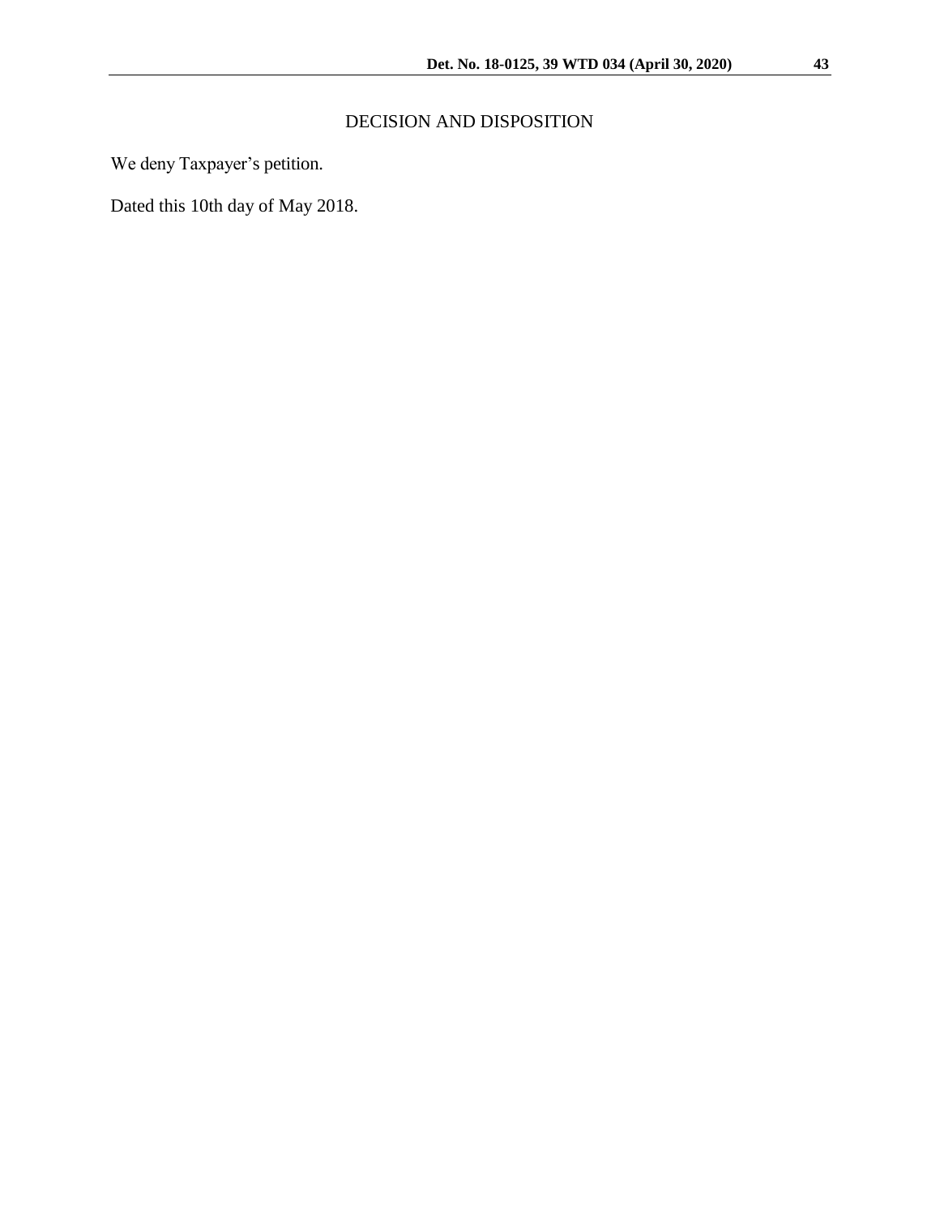## DECISION AND DISPOSITION

We deny Taxpayer's petition.

Dated this 10th day of May 2018.